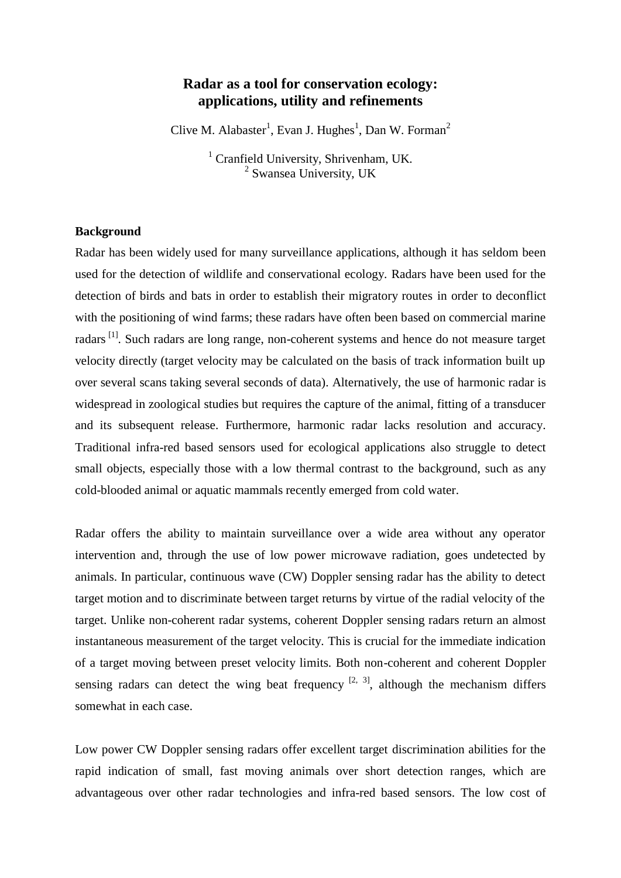# Radar as a tool for conservation ecology: applications, utility and refinements

Clive M. Alabaster[1], Evan J. Hughes[1], Dan W. Forman[2]

[1] Cranfield University, Shrivenham, UK.
[2] Swansea University, UK

**Background**

Radar has been widely used for many surveillance applications, although it has seldom been used for the detection of wildlife and conservational ecology. Radars have been used for the detection of birds and bats in order to establish their migratory routes in order to deconflict with the positioning of wind farms; these radars have often been based on commercial marine radars [1]. Such radars are long range, non-coherent systems and hence do not measure target velocity directly (target velocity may be calculated on the basis of track information built up over several scans taking several seconds of data). Alternatively, the use of harmonic radar is widespread in zoological studies but requires the capture of the animal, fitting of a transducer and its subsequent release. Furthermore, harmonic radar lacks resolution and accuracy. Traditional infra-red based sensors used for ecological applications also struggle to detect small objects, especially those with a low thermal contrast to the background, such as any cold-blooded animal or aquatic mammals recently emerged from cold water.

Radar offers the ability to maintain surveillance over a wide area without any operator intervention and, through the use of low power microwave radiation, goes undetected by animals. In particular, continuous wave (CW) Doppler sensing radar has the ability to detect target motion and to discriminate between target returns by virtue of the radial velocity of the target. Unlike non-coherent radar systems, coherent Doppler sensing radars return an almost instantaneous measurement of the target velocity. This is crucial for the immediate indication of a target moving between preset velocity limits. Both non-coherent and coherent Doppler sensing radars can detect the wing beat frequency [2, 3], although the mechanism differs somewhat in each case.

Low power CW Doppler sensing radars offer excellent target discrimination abilities for the rapid indication of small, fast moving animals over short detection ranges, which are advantageous over other radar technologies and infra-red based sensors. The low cost of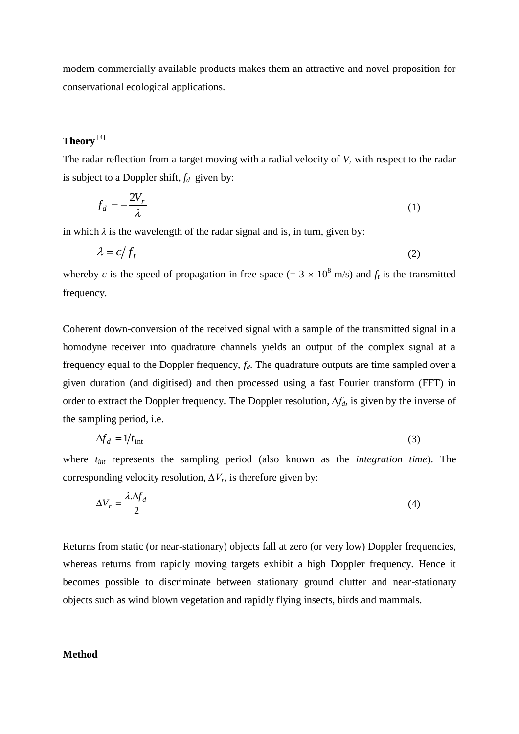modern commercially available products makes them an attractive and novel proposition for conservational ecological applications.

## Theory [4]

The radar reflection from a target moving with a radial velocity of $V_r$ with respect to the radar is subject to a Doppler shift, $f_d$ given by:

$$f_d = -\frac{2V_r}{\lambda} \tag{1}$$

in which $\lambda$ is the wavelength of the radar signal and is, in turn, given by:

$$\lambda = c/f_t \tag{2}$$

whereby $c$ is the speed of propagation in free space (= $3 \times 10^8$ m/s) and $f_t$ is the transmitted frequency.

Coherent down-conversion of the received signal with a sample of the transmitted signal in a homodyne receiver into quadrature channels yields an output of the complex signal at a frequency equal to the Doppler frequency, $f_d$. The quadrature outputs are time sampled over a given duration (and digitised) and then processed using a fast Fourier transform (FFT) in order to extract the Doppler frequency. The Doppler resolution, $\Delta f_d$, is given by the inverse of the sampling period, i.e.

$$\Delta f_d = 1/t_{\text{int}} \tag{3}$$

where $t_{int}$ represents the sampling period (also known as the *integration time*). The corresponding velocity resolution, $\Delta V_r$, is therefore given by:

$$\Delta V_r = \frac{\lambda . \Delta f_d}{2} \tag{4}$$

Returns from static (or near-stationary) objects fall at zero (or very low) Doppler frequencies, whereas returns from rapidly moving targets exhibit a high Doppler frequency. Hence it becomes possible to discriminate between stationary ground clutter and near-stationary objects such as wind blown vegetation and rapidly flying insects, birds and mammals.

## Method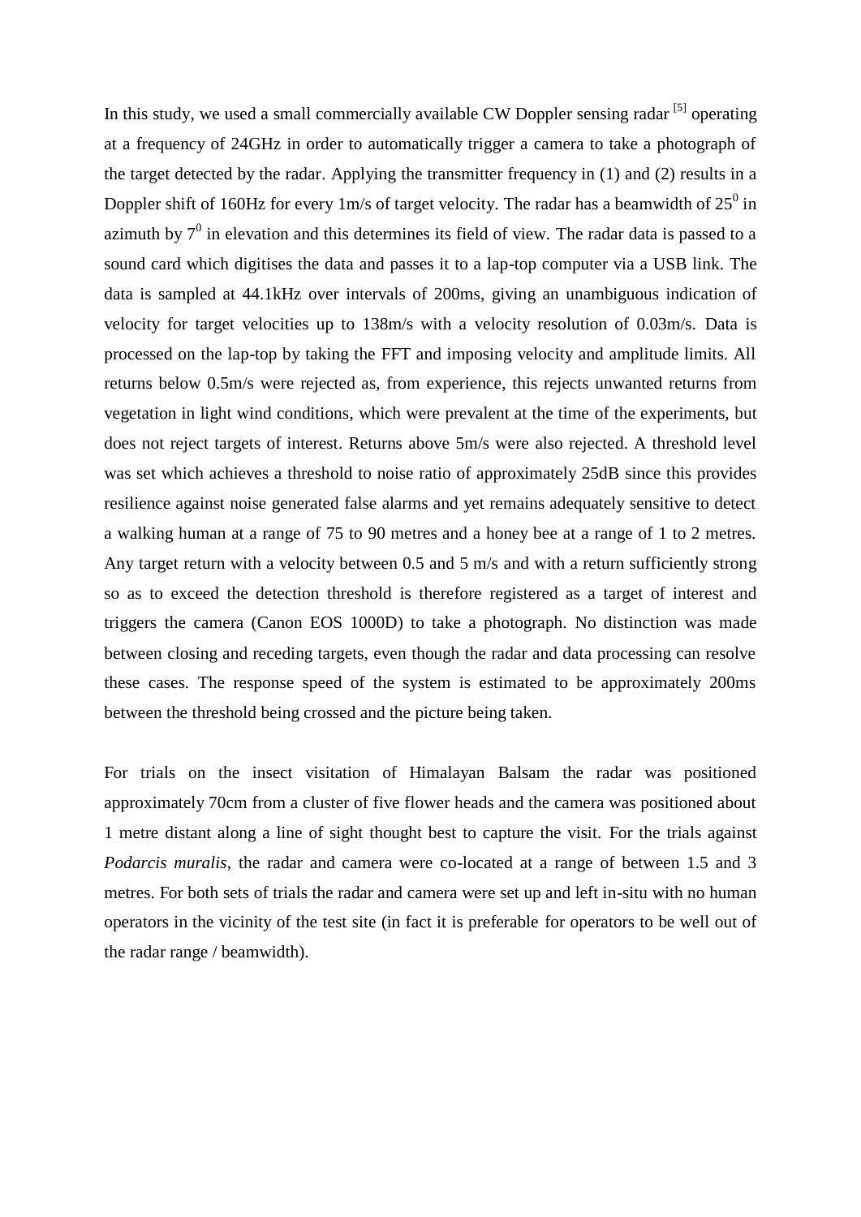In this study, we used a small commercially available CW Doppler sensing radar [5] operating at a frequency of 24GHz in order to automatically trigger a camera to take a photograph of the target detected by the radar. Applying the transmitter frequency in (1) and (2) results in a Doppler shift of 160Hz for every 1m/s of target velocity. The radar has a beamwidth of $25^0$ in azimuth by $7^0$ in elevation and this determines its field of view. The radar data is passed to a sound card which digitises the data and passes it to a lap-top computer via a USB link. The data is sampled at 44.1kHz over intervals of 200ms, giving an unambiguous indication of velocity for target velocities up to 138m/s with a velocity resolution of 0.03m/s. Data is processed on the lap-top by taking the FFT and imposing velocity and amplitude limits. All returns below 0.5m/s were rejected as, from experience, this rejects unwanted returns from vegetation in light wind conditions, which were prevalent at the time of the experiments, but does not reject targets of interest. Returns above 5m/s were also rejected. A threshold level was set which achieves a threshold to noise ratio of approximately 25dB since this provides resilience against noise generated false alarms and yet remains adequately sensitive to detect a walking human at a range of 75 to 90 metres and a honey bee at a range of 1 to 2 metres. Any target return with a velocity between 0.5 and 5 m/s and with a return sufficiently strong so as to exceed the detection threshold is therefore registered as a target of interest and triggers the camera (Canon EOS 1000D) to take a photograph. No distinction was made between closing and receding targets, even though the radar and data processing can resolve these cases. The response speed of the system is estimated to be approximately 200ms between the threshold being crossed and the picture being taken.

For trials on the insect visitation of Himalayan Balsam the radar was positioned approximately 70cm from a cluster of five flower heads and the camera was positioned about 1 metre distant along a line of sight thought best to capture the visit. For the trials against *Podarcis muralis*, the radar and camera were co-located at a range of between 1.5 and 3 metres. For both sets of trials the radar and camera were set up and left in-situ with no human operators in the vicinity of the test site (in fact it is preferable for operators to be well out of the radar range / beamwidth).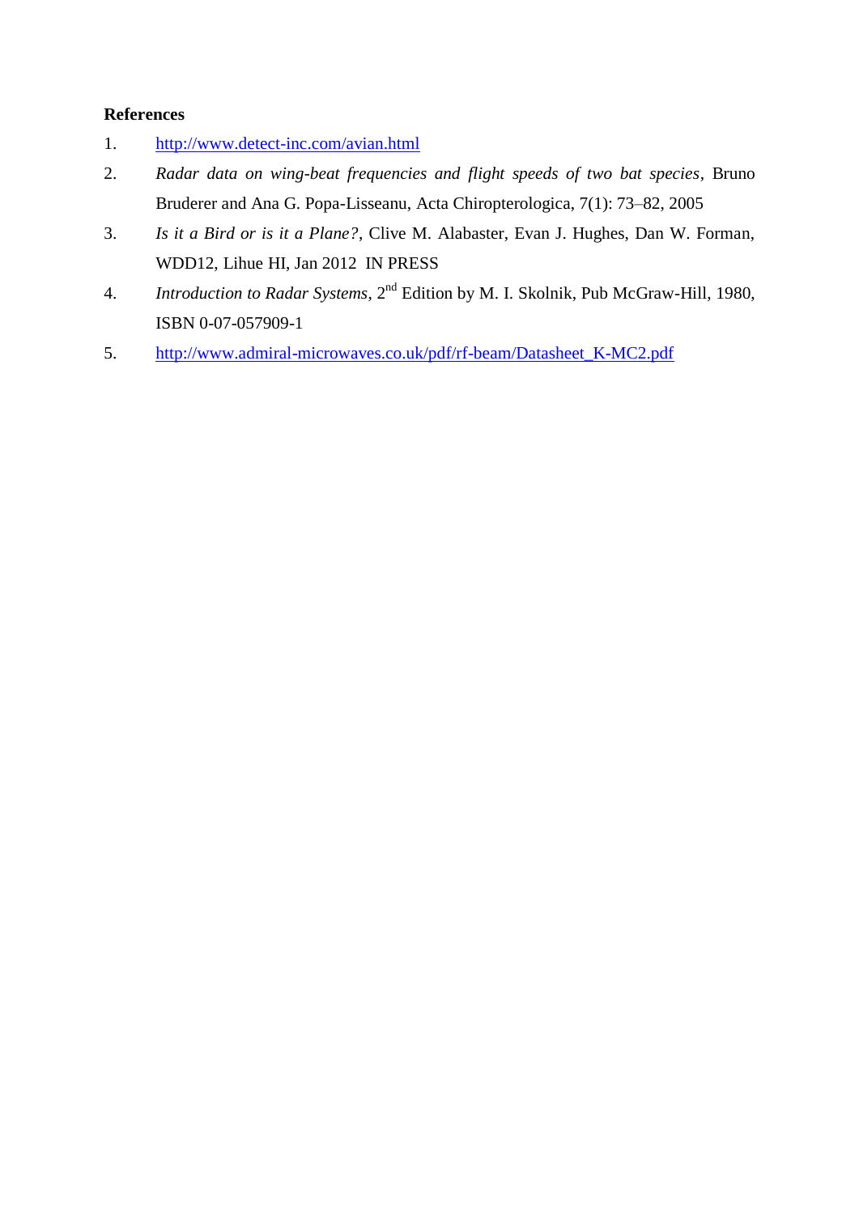**References**

1. http://www.detect-inc.com/avian.html
2. *Radar data on wing-beat frequencies and flight speeds of two bat species*, Bruno Bruderer and Ana G. Popa-Lisseanu, Acta Chiropterologica, 7(1): 73–82, 2005
3. *Is it a Bird or is it a Plane?*, Clive M. Alabaster, Evan J. Hughes, Dan W. Forman, WDD12, Lihue HI, Jan 2012 IN PRESS
4. *Introduction to Radar Systems*, 2nd Edition by M. I. Skolnik, Pub McGraw-Hill, 1980, ISBN 0-07-057909-1
5. http://www.admiral-microwaves.co.uk/pdf/rf-beam/Datasheet_K-MC2.pdf